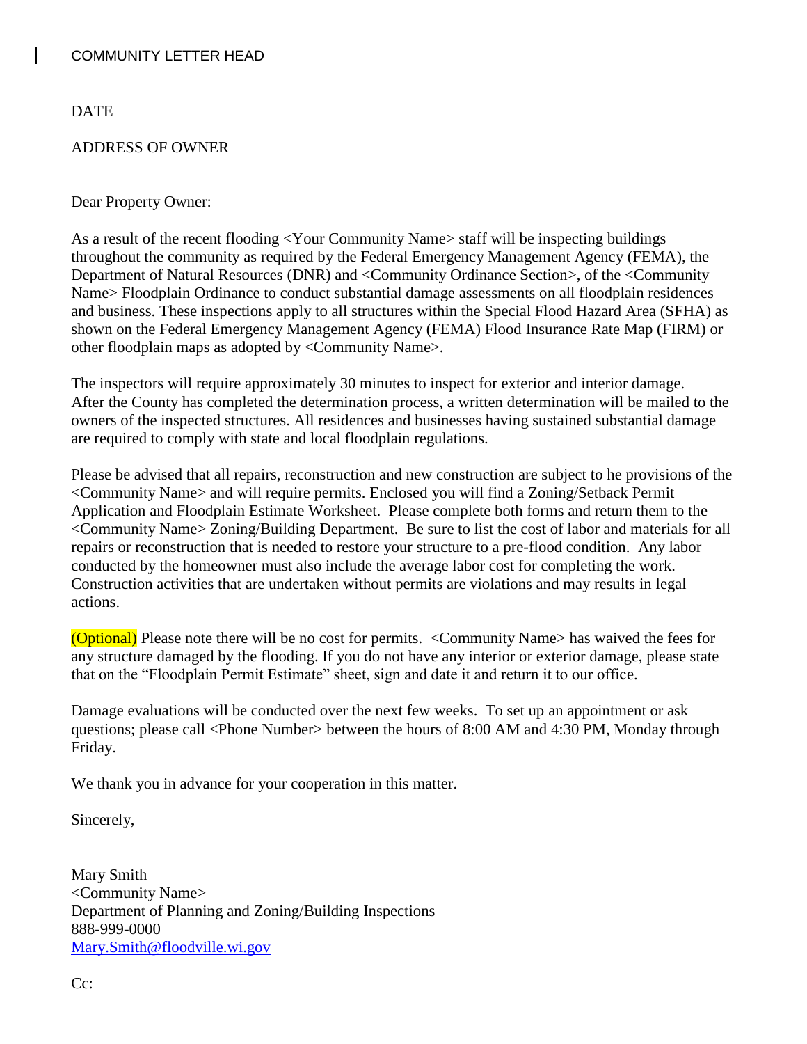COMMUNITY LETTER HEAD

DATE

ADDRESS OF OWNER

Dear Property Owner:

As a result of the recent flooding <Your Community Name> staff will be inspecting buildings throughout the community as required by the Federal Emergency Management Agency (FEMA), the Department of Natural Resources (DNR) and <Community Ordinance Section>, of the <Community Name> Floodplain Ordinance to conduct substantial damage assessments on all floodplain residences and business. These inspections apply to all structures within the Special Flood Hazard Area (SFHA) as shown on the Federal Emergency Management Agency (FEMA) Flood Insurance Rate Map (FIRM) or other floodplain maps as adopted by <Community Name>.

The inspectors will require approximately 30 minutes to inspect for exterior and interior damage. After the County has completed the determination process, a written determination will be mailed to the owners of the inspected structures. All residences and businesses having sustained substantial damage are required to comply with state and local floodplain regulations.

Please be advised that all repairs, reconstruction and new construction are subject to he provisions of the <Community Name> and will require permits. Enclosed you will find a Zoning/Setback Permit Application and Floodplain Estimate Worksheet. Please complete both forms and return them to the <Community Name> Zoning/Building Department. Be sure to list the cost of labor and materials for all repairs or reconstruction that is needed to restore your structure to a pre-flood condition. Any labor conducted by the homeowner must also include the average labor cost for completing the work. Construction activities that are undertaken without permits are violations and may results in legal actions.

(Optional) Please note there will be no cost for permits. <Community Name> has waived the fees for any structure damaged by the flooding. If you do not have any interior or exterior damage, please state that on the "Floodplain Permit Estimate" sheet, sign and date it and return it to our office.

Damage evaluations will be conducted over the next few weeks. To set up an appointment or ask questions; please call <Phone Number> between the hours of 8:00 AM and 4:30 PM, Monday through Friday.

We thank you in advance for your cooperation in this matter.

Sincerely,

Mary Smith
<Community Name>
Department of Planning and Zoning/Building Inspections
888-999-0000
Mary.Smith@floodville.wi.gov

Cc: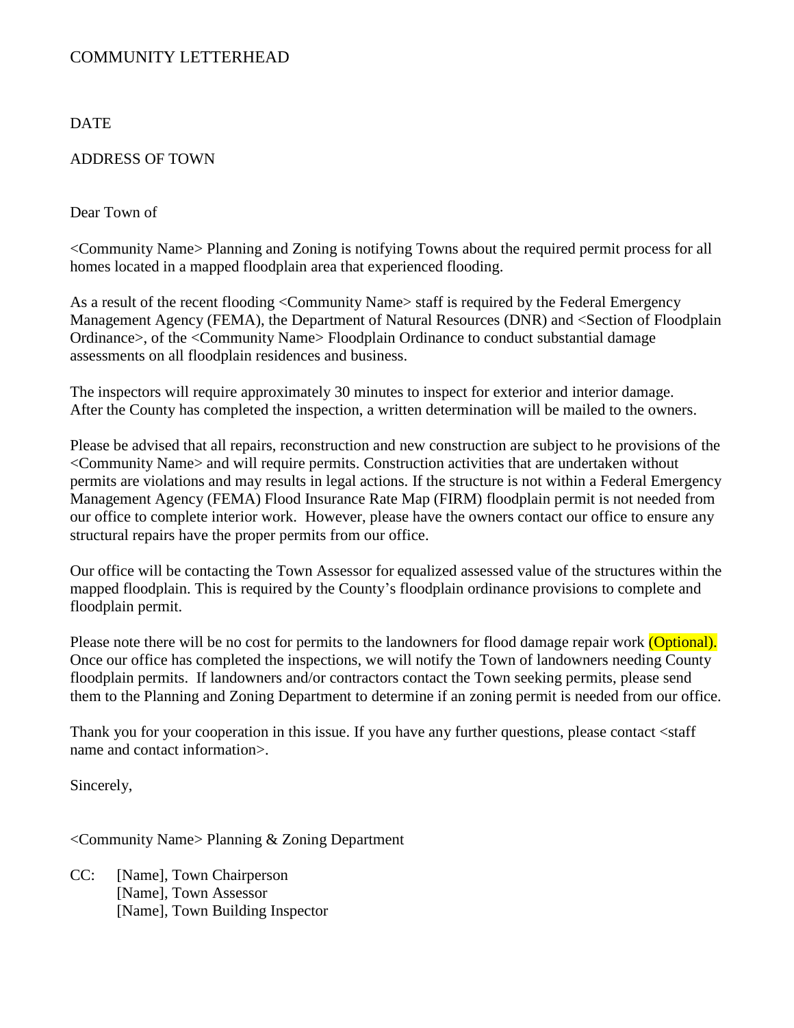COMMUNITY LETTERHEAD

DATE

ADDRESS OF TOWN

Dear Town of

<Community Name> Planning and Zoning is notifying Towns about the required permit process for all homes located in a mapped floodplain area that experienced flooding.

As a result of the recent flooding <Community Name> staff is required by the Federal Emergency Management Agency (FEMA), the Department of Natural Resources (DNR) and <Section of Floodplain Ordinance>, of the <Community Name> Floodplain Ordinance to conduct substantial damage assessments on all floodplain residences and business.

The inspectors will require approximately 30 minutes to inspect for exterior and interior damage. After the County has completed the inspection, a written determination will be mailed to the owners.

Please be advised that all repairs, reconstruction and new construction are subject to he provisions of the <Community Name> and will require permits. Construction activities that are undertaken without permits are violations and may results in legal actions. If the structure is not within a Federal Emergency Management Agency (FEMA) Flood Insurance Rate Map (FIRM) floodplain permit is not needed from our office to complete interior work. However, please have the owners contact our office to ensure any structural repairs have the proper permits from our office.

Our office will be contacting the Town Assessor for equalized assessed value of the structures within the mapped floodplain. This is required by the County's floodplain ordinance provisions to complete and floodplain permit.

Please note there will be no cost for permits to the landowners for flood damage repair work (Optional). Once our office has completed the inspections, we will notify the Town of landowners needing County floodplain permits. If landowners and/or contractors contact the Town seeking permits, please send them to the Planning and Zoning Department to determine if an zoning permit is needed from our office.

Thank you for your cooperation in this issue. If you have any further questions, please contact <staff name and contact information>.

Sincerely,

<Community Name> Planning & Zoning Department

CC: [Name], Town Chairperson
[Name], Town Assessor
[Name], Town Building Inspector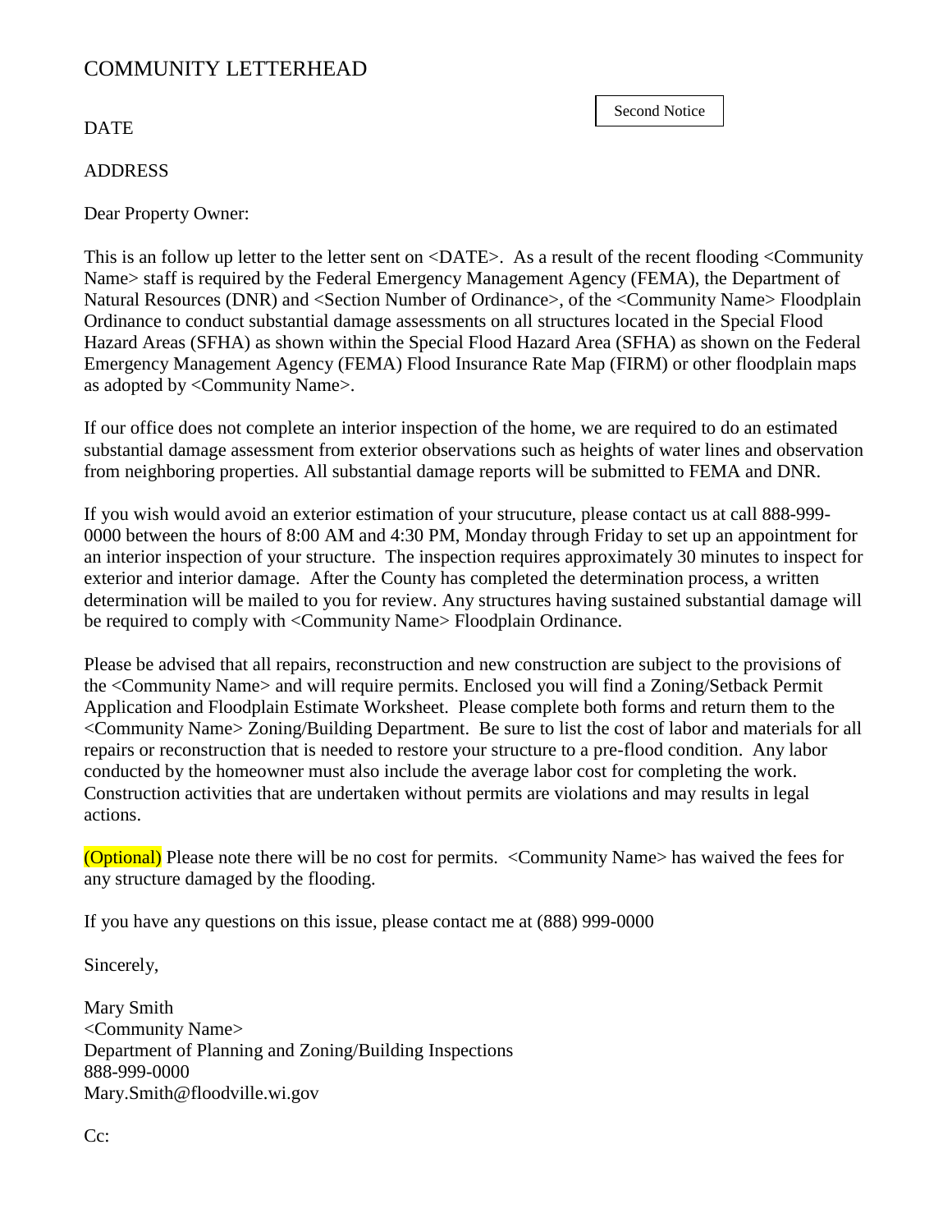COMMUNITY LETTERHEAD

Second Notice

DATE

ADDRESS

Dear Property Owner:

This is an follow up letter to the letter sent on <DATE>. As a result of the recent flooding <Community Name> staff is required by the Federal Emergency Management Agency (FEMA), the Department of Natural Resources (DNR) and <Section Number of Ordinance>, of the <Community Name> Floodplain Ordinance to conduct substantial damage assessments on all structures located in the Special Flood Hazard Areas (SFHA) as shown within the Special Flood Hazard Area (SFHA) as shown on the Federal Emergency Management Agency (FEMA) Flood Insurance Rate Map (FIRM) or other floodplain maps as adopted by <Community Name>.

If our office does not complete an interior inspection of the home, we are required to do an estimated substantial damage assessment from exterior observations such as heights of water lines and observation from neighboring properties. All substantial damage reports will be submitted to FEMA and DNR.

If you wish would avoid an exterior estimation of your strucuture, please contact us at call 888-999-0000 between the hours of 8:00 AM and 4:30 PM, Monday through Friday to set up an appointment for an interior inspection of your structure. The inspection requires approximately 30 minutes to inspect for exterior and interior damage. After the County has completed the determination process, a written determination will be mailed to you for review. Any structures having sustained substantial damage will be required to comply with <Community Name> Floodplain Ordinance.

Please be advised that all repairs, reconstruction and new construction are subject to the provisions of the <Community Name> and will require permits. Enclosed you will find a Zoning/Setback Permit Application and Floodplain Estimate Worksheet. Please complete both forms and return them to the <Community Name> Zoning/Building Department. Be sure to list the cost of labor and materials for all repairs or reconstruction that is needed to restore your structure to a pre-flood condition. Any labor conducted by the homeowner must also include the average labor cost for completing the work. Construction activities that are undertaken without permits are violations and may results in legal actions.

(Optional) Please note there will be no cost for permits. <Community Name> has waived the fees for any structure damaged by the flooding.

If you have any questions on this issue, please contact me at (888) 999-0000

Sincerely,

Mary Smith
<Community Name>
Department of Planning and Zoning/Building Inspections
888-999-0000
Mary.Smith@floodville.wi.gov

Cc: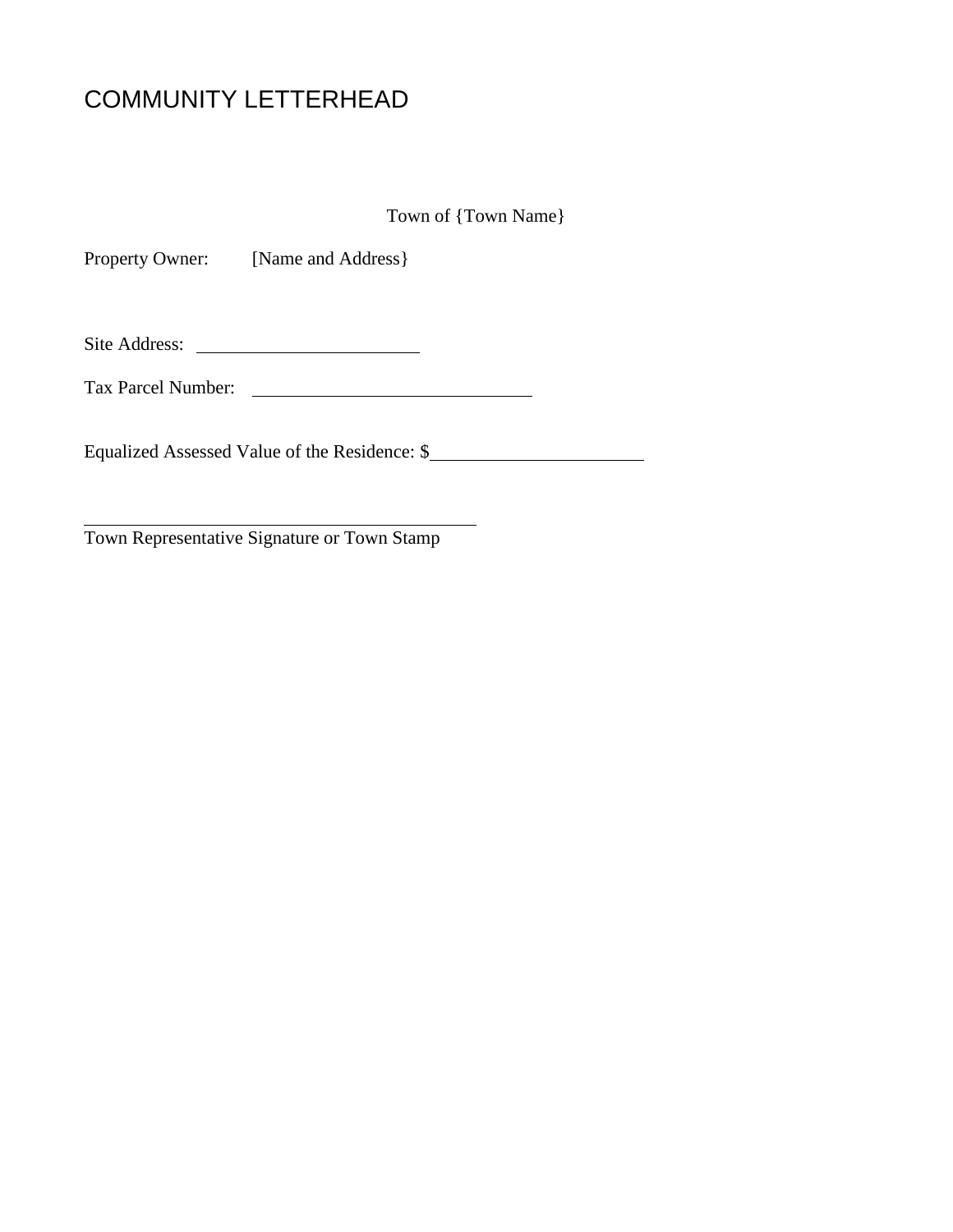# COMMUNITY LETTERHEAD

Town of {Town Name}

Property Owner: [Name and Address}

Site Address: ______________________

Tax Parcel Number: ____________________________

Equalized Assessed Value of the Residence: $____________________

_______________________________________
Town Representative Signature or Town Stamp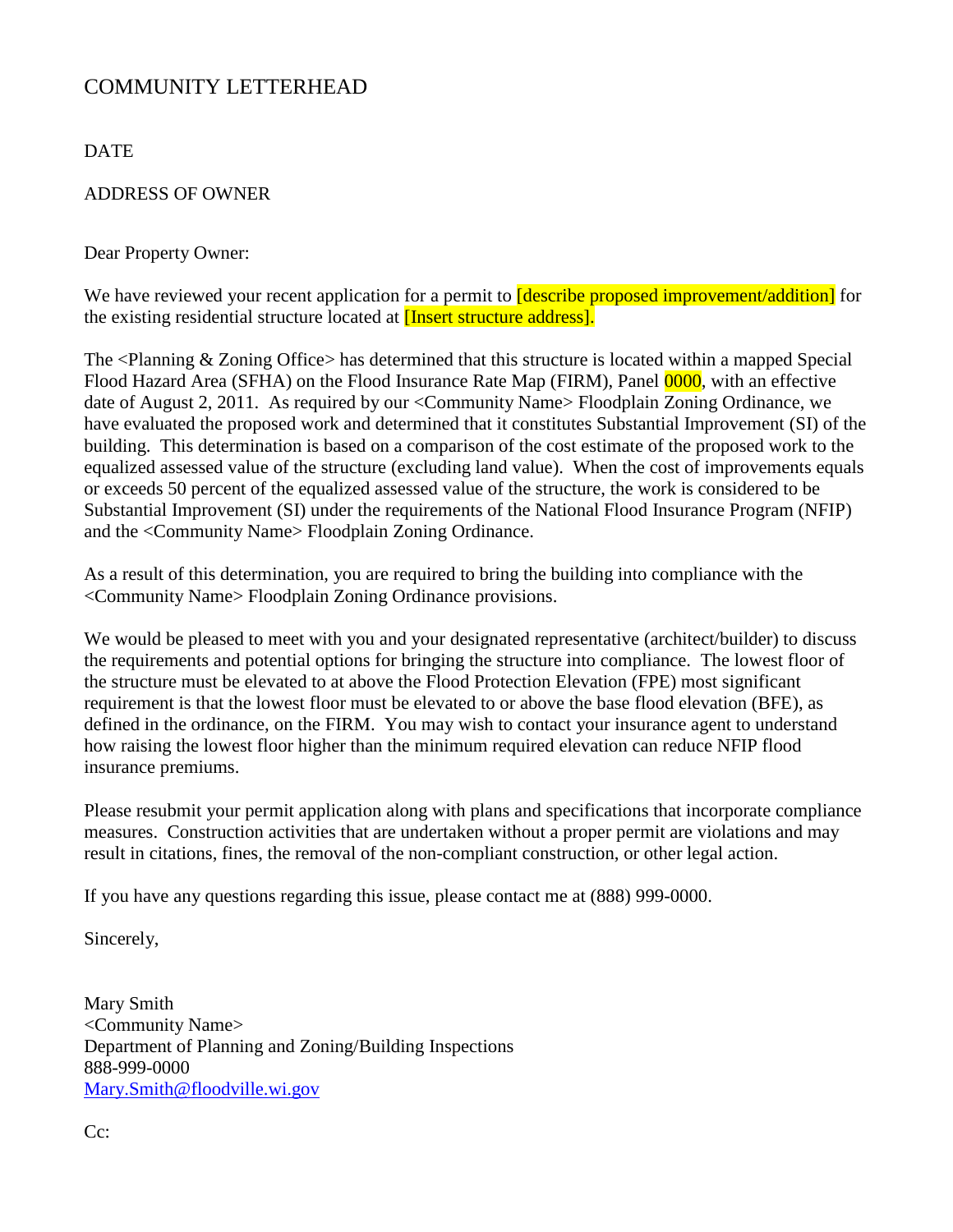COMMUNITY LETTERHEAD

DATE

ADDRESS OF OWNER

Dear Property Owner:

We have reviewed your recent application for a permit to [describe proposed improvement/addition] for the existing residential structure located at [Insert structure address].

The <Planning & Zoning Office> has determined that this structure is located within a mapped Special Flood Hazard Area (SFHA) on the Flood Insurance Rate Map (FIRM), Panel 0000, with an effective date of August 2, 2011. As required by our <Community Name> Floodplain Zoning Ordinance, we have evaluated the proposed work and determined that it constitutes Substantial Improvement (SI) of the building. This determination is based on a comparison of the cost estimate of the proposed work to the equalized assessed value of the structure (excluding land value). When the cost of improvements equals or exceeds 50 percent of the equalized assessed value of the structure, the work is considered to be Substantial Improvement (SI) under the requirements of the National Flood Insurance Program (NFIP) and the <Community Name> Floodplain Zoning Ordinance.

As a result of this determination, you are required to bring the building into compliance with the <Community Name> Floodplain Zoning Ordinance provisions.

We would be pleased to meet with you and your designated representative (architect/builder) to discuss the requirements and potential options for bringing the structure into compliance. The lowest floor of the structure must be elevated to at above the Flood Protection Elevation (FPE) most significant requirement is that the lowest floor must be elevated to or above the base flood elevation (BFE), as defined in the ordinance, on the FIRM. You may wish to contact your insurance agent to understand how raising the lowest floor higher than the minimum required elevation can reduce NFIP flood insurance premiums.

Please resubmit your permit application along with plans and specifications that incorporate compliance measures. Construction activities that are undertaken without a proper permit are violations and may result in citations, fines, the removal of the non-compliant construction, or other legal action.

If you have any questions regarding this issue, please contact me at (888) 999-0000.

Sincerely,

Mary Smith  
<Community Name>  
Department of Planning and Zoning/Building Inspections  
888-999-0000  
Mary.Smith@floodville.wi.gov

Cc: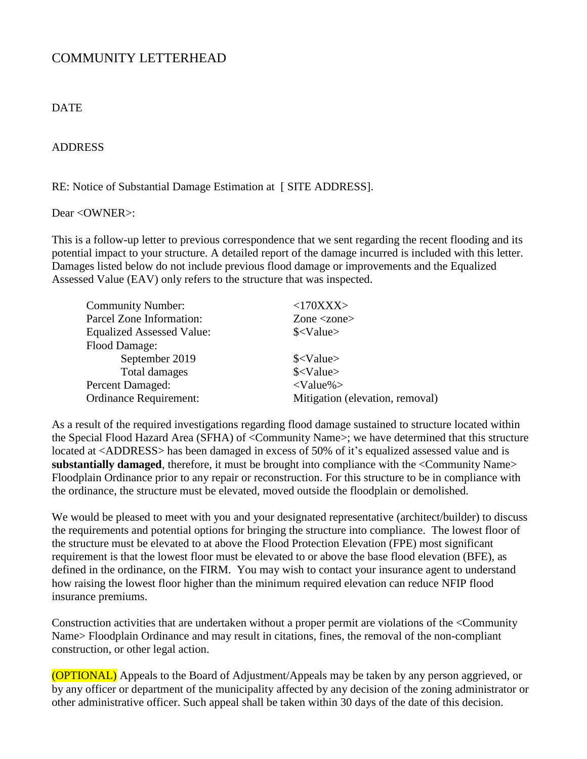COMMUNITY LETTERHEAD

DATE

ADDRESS

RE: Notice of Substantial Damage Estimation at [ SITE ADDRESS].

Dear <OWNER>:

This is a follow-up letter to previous correspondence that we sent regarding the recent flooding and its potential impact to your structure. A detailed report of the damage incurred is included with this letter. Damages listed below do not include previous flood damage or improvements and the Equalized Assessed Value (EAV) only refers to the structure that was inspected.

| | |
|---|---|
| Community Number: | <170XXX> |
| Parcel Zone Information: | Zone <zone> |
| Equalized Assessed Value: | $<Value> |
| Flood Damage: | |
| September 2019 | $<Value> |
| Total damages | $<Value> |
| Percent Damaged: | <Value%> |
| Ordinance Requirement: | Mitigation (elevation, removal) |

As a result of the required investigations regarding flood damage sustained to structure located within the Special Flood Hazard Area (SFHA) of <Community Name>; we have determined that this structure located at <ADDRESS> has been damaged in excess of 50% of it's equalized assessed value and is **substantially damaged**, therefore, it must be brought into compliance with the <Community Name> Floodplain Ordinance prior to any repair or reconstruction. For this structure to be in compliance with the ordinance, the structure must be elevated, moved outside the floodplain or demolished.

We would be pleased to meet with you and your designated representative (architect/builder) to discuss the requirements and potential options for bringing the structure into compliance. The lowest floor of the structure must be elevated to at above the Flood Protection Elevation (FPE) most significant requirement is that the lowest floor must be elevated to or above the base flood elevation (BFE), as defined in the ordinance, on the FIRM. You may wish to contact your insurance agent to understand how raising the lowest floor higher than the minimum required elevation can reduce NFIP flood insurance premiums.

Construction activities that are undertaken without a proper permit are violations of the <Community Name> Floodplain Ordinance and may result in citations, fines, the removal of the non-compliant construction, or other legal action.

(OPTIONAL) Appeals to the Board of Adjustment/Appeals may be taken by any person aggrieved, or by any officer or department of the municipality affected by any decision of the zoning administrator or other administrative officer. Such appeal shall be taken within 30 days of the date of this decision.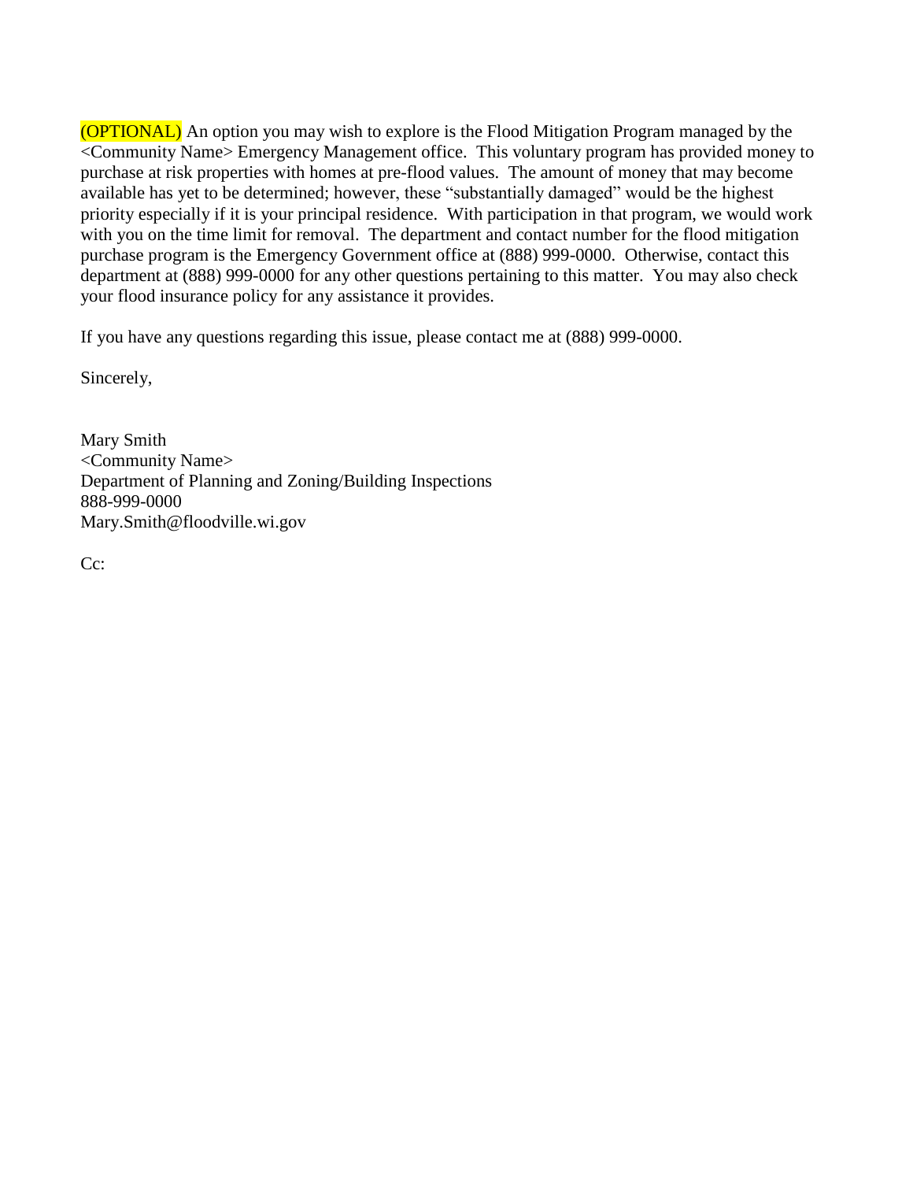(OPTIONAL) An option you may wish to explore is the Flood Mitigation Program managed by the <Community Name> Emergency Management office. This voluntary program has provided money to purchase at risk properties with homes at pre-flood values. The amount of money that may become available has yet to be determined; however, these "substantially damaged" would be the highest priority especially if it is your principal residence. With participation in that program, we would work with you on the time limit for removal. The department and contact number for the flood mitigation purchase program is the Emergency Government office at (888) 999-0000. Otherwise, contact this department at (888) 999-0000 for any other questions pertaining to this matter. You may also check your flood insurance policy for any assistance it provides.

If you have any questions regarding this issue, please contact me at (888) 999-0000.

Sincerely,

Mary Smith
<Community Name>
Department of Planning and Zoning/Building Inspections
888-999-0000
Mary.Smith@floodville.wi.gov

Cc: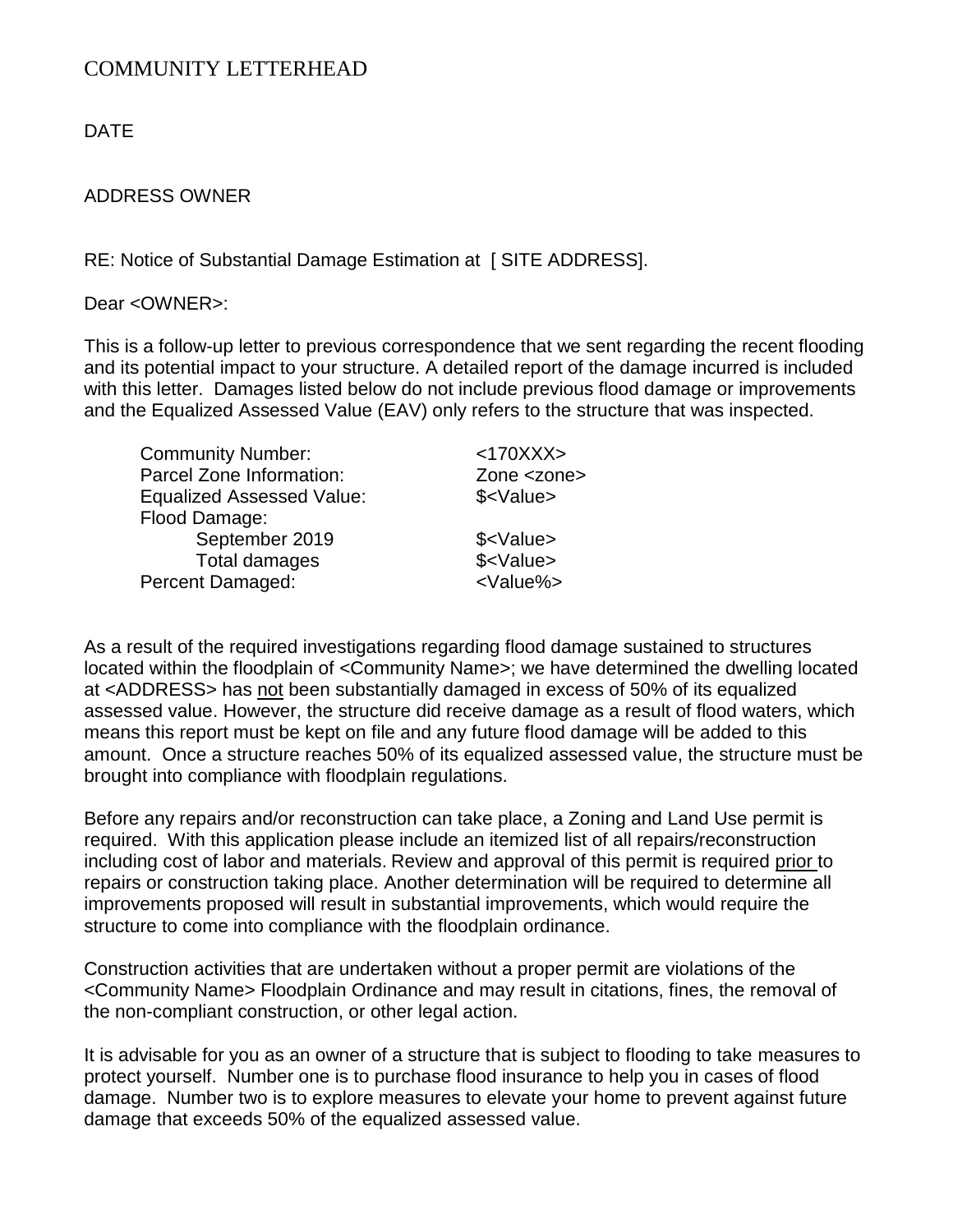COMMUNITY LETTERHEAD

DATE

ADDRESS OWNER

RE: Notice of Substantial Damage Estimation at [ SITE ADDRESS].

Dear <OWNER>:

This is a follow-up letter to previous correspondence that we sent regarding the recent flooding and its potential impact to your structure. A detailed report of the damage incurred is included with this letter. Damages listed below do not include previous flood damage or improvements and the Equalized Assessed Value (EAV) only refers to the structure that was inspected.

| | |
|---|---|
| Community Number: | <170XXX> |
| Parcel Zone Information: | Zone <zone> |
| Equalized Assessed Value: | $<Value> |
| Flood Damage: | |
| September 2019 | $<Value> |
| Total damages | $<Value> |
| Percent Damaged: | <Value%> |

As a result of the required investigations regarding flood damage sustained to structures located within the floodplain of <Community Name>; we have determined the dwelling located at <ADDRESS> has <u>not</u> been substantially damaged in excess of 50% of its equalized assessed value. However, the structure did receive damage as a result of flood waters, which means this report must be kept on file and any future flood damage will be added to this amount. Once a structure reaches 50% of its equalized assessed value, the structure must be brought into compliance with floodplain regulations.

Before any repairs and/or reconstruction can take place, a Zoning and Land Use permit is required. With this application please include an itemized list of all repairs/reconstruction including cost of labor and materials. Review and approval of this permit is required <u>prior</u> to repairs or construction taking place. Another determination will be required to determine all improvements proposed will result in substantial improvements, which would require the structure to come into compliance with the floodplain ordinance.

Construction activities that are undertaken without a proper permit are violations of the <Community Name> Floodplain Ordinance and may result in citations, fines, the removal of the non-compliant construction, or other legal action.

It is advisable for you as an owner of a structure that is subject to flooding to take measures to protect yourself. Number one is to purchase flood insurance to help you in cases of flood damage. Number two is to explore measures to elevate your home to prevent against future damage that exceeds 50% of the equalized assessed value.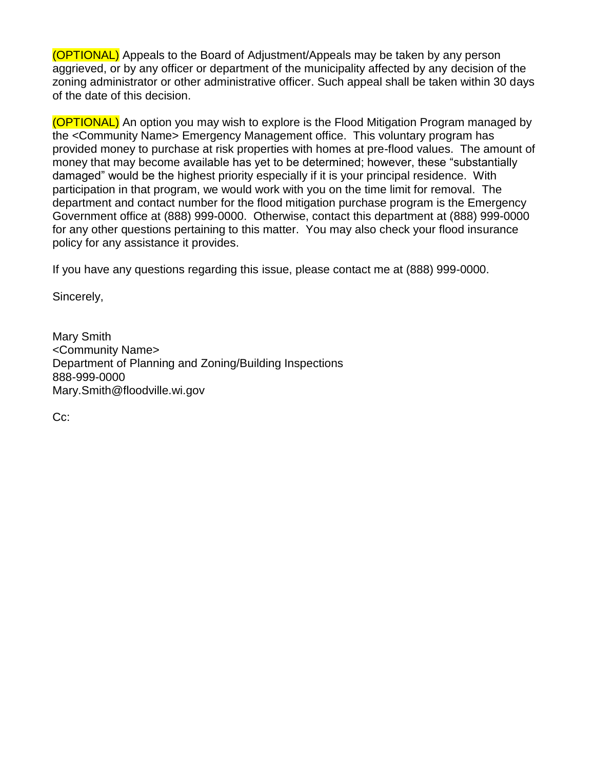(OPTIONAL) Appeals to the Board of Adjustment/Appeals may be taken by any person aggrieved, or by any officer or department of the municipality affected by any decision of the zoning administrator or other administrative officer. Such appeal shall be taken within 30 days of the date of this decision.

(OPTIONAL) An option you may wish to explore is the Flood Mitigation Program managed by the <Community Name> Emergency Management office. This voluntary program has provided money to purchase at risk properties with homes at pre-flood values. The amount of money that may become available has yet to be determined; however, these "substantially damaged" would be the highest priority especially if it is your principal residence. With participation in that program, we would work with you on the time limit for removal. The department and contact number for the flood mitigation purchase program is the Emergency Government office at (888) 999-0000. Otherwise, contact this department at (888) 999-0000 for any other questions pertaining to this matter. You may also check your flood insurance policy for any assistance it provides.

If you have any questions regarding this issue, please contact me at (888) 999-0000.

Sincerely,

Mary Smith
<Community Name>
Department of Planning and Zoning/Building Inspections
888-999-0000
Mary.Smith@floodville.wi.gov

Cc: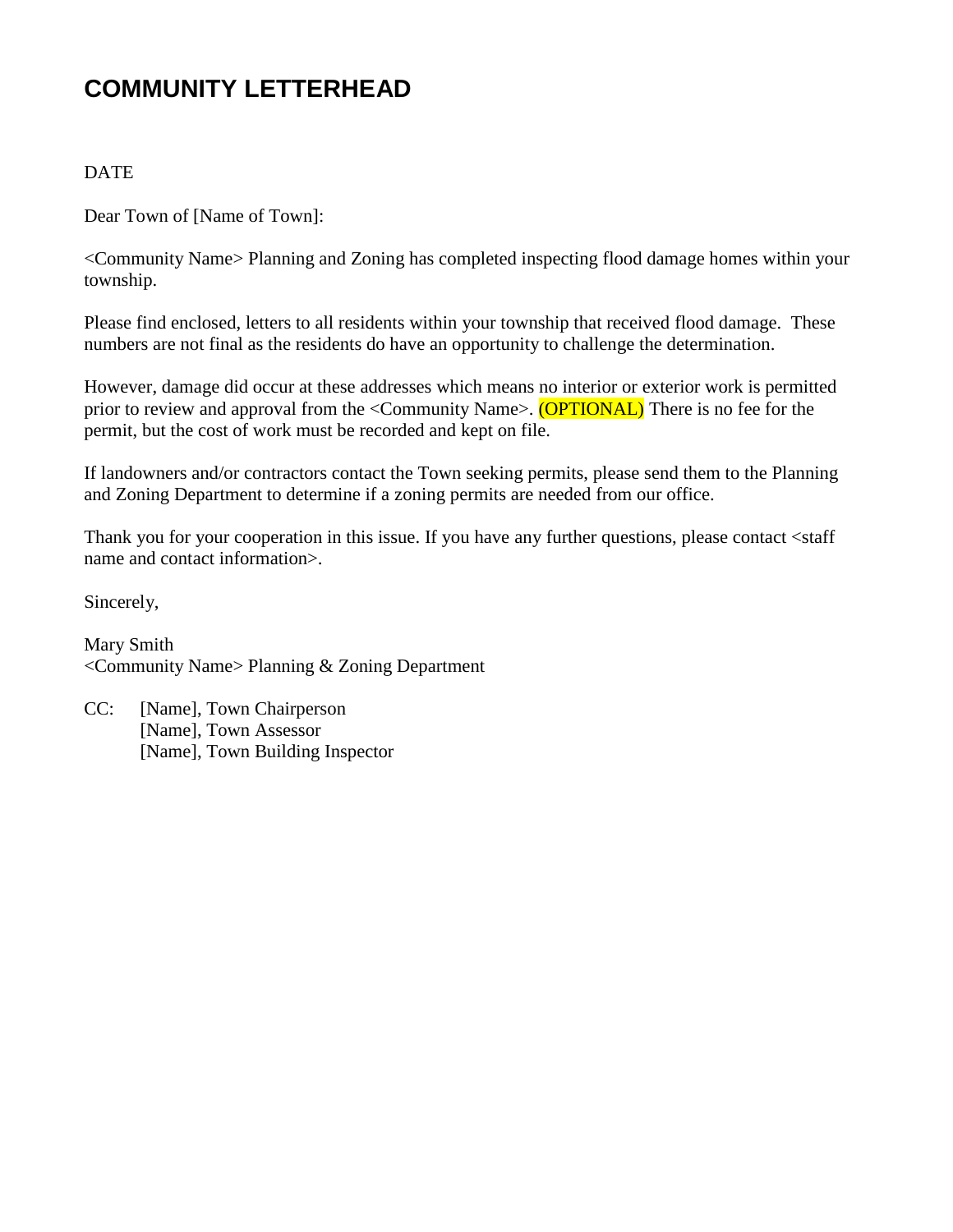# COMMUNITY LETTERHEAD

DATE

Dear Town of [Name of Town]:

<Community Name> Planning and Zoning has completed inspecting flood damage homes within your township.

Please find enclosed, letters to all residents within your township that received flood damage. These numbers are not final as the residents do have an opportunity to challenge the determination.

However, damage did occur at these addresses which means no interior or exterior work is permitted prior to review and approval from the <Community Name>. (OPTIONAL) There is no fee for the permit, but the cost of work must be recorded and kept on file.

If landowners and/or contractors contact the Town seeking permits, please send them to the Planning and Zoning Department to determine if a zoning permits are needed from our office.

Thank you for your cooperation in this issue. If you have any further questions, please contact <staff name and contact information>.

Sincerely,

Mary Smith
<Community Name> Planning & Zoning Department

CC: [Name], Town Chairperson
[Name], Town Assessor
[Name], Town Building Inspector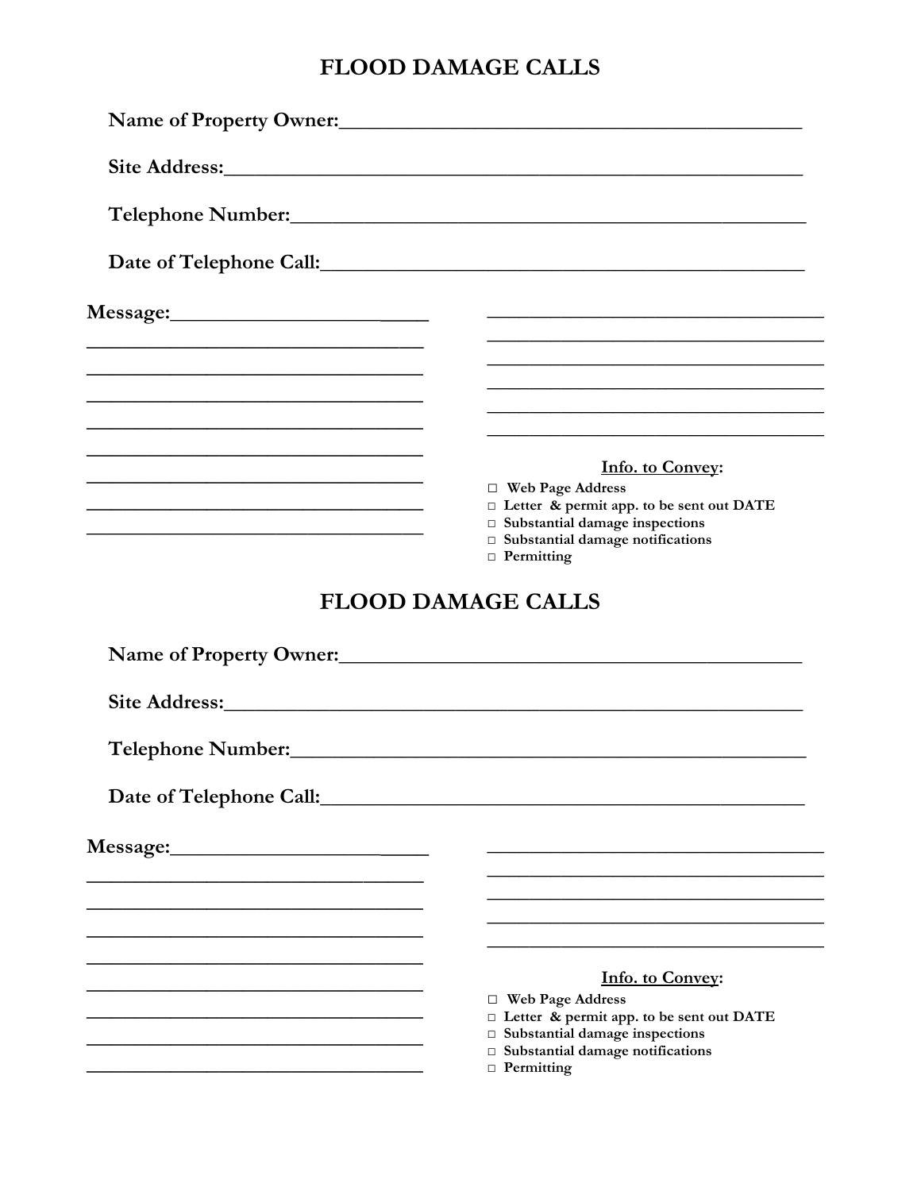# FLOOD DAMAGE CALLS

**Name of Property Owner:**_______________________________________________

**Site Address:**_______________________________________________

**Telephone Number:**_______________________________________________

**Date of Telephone Call:**_______________________________________________

**Message:**_______________________________________________

_______________________________________________

_______________________________________________

_______________________________________________

_______________________________________________

_______________________________________________

_______________________________________________

_______________________________________________

_______________________________________________

**Info. to Convey:**

- ☐ Web Page Address
- ☐ Letter & permit app. to be sent out DATE
- ☐ Substantial damage inspections
- ☐ Substantial damage notifications
- ☐ Permitting

# FLOOD DAMAGE CALLS

**Name of Property Owner:**_______________________________________________

**Site Address:**_______________________________________________

**Telephone Number:**_______________________________________________

**Date of Telephone Call:**_______________________________________________

**Message:**_______________________________________________

_______________________________________________

_______________________________________________

_______________________________________________

_______________________________________________

_______________________________________________

_______________________________________________

_______________________________________________

_______________________________________________

**Info. to Convey:**

- ☐ Web Page Address
- ☐ Letter & permit app. to be sent out DATE
- ☐ Substantial damage inspections
- ☐ Substantial damage notifications
- ☐ Permitting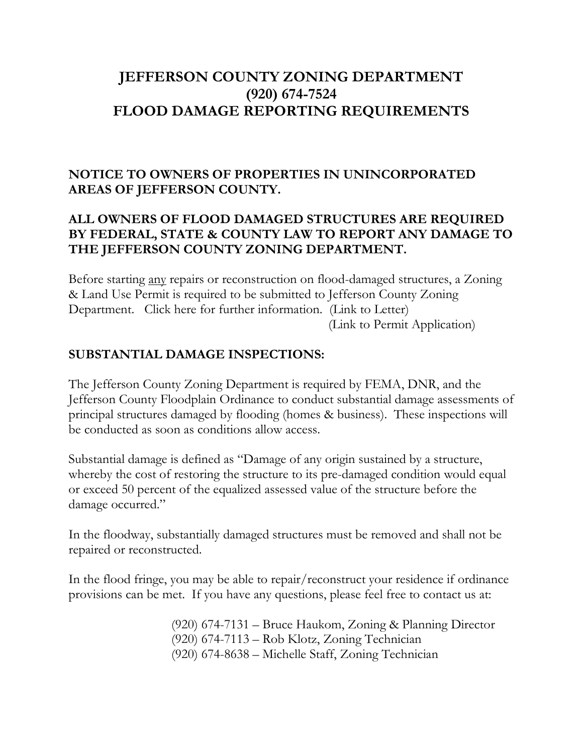# JEFFERSON COUNTY ZONING DEPARTMENT
# (920) 674-7524
# FLOOD DAMAGE REPORTING REQUIREMENTS

**NOTICE TO OWNERS OF PROPERTIES IN UNINCORPORATED AREAS OF JEFFERSON COUNTY.**

**ALL OWNERS OF FLOOD DAMAGED STRUCTURES ARE REQUIRED BY FEDERAL, STATE & COUNTY LAW TO REPORT ANY DAMAGE TO THE JEFFERSON COUNTY ZONING DEPARTMENT.**

Before starting <u>any</u> repairs or reconstruction on flood-damaged structures, a Zoning & Land Use Permit is required to be submitted to Jefferson County Zoning Department. Click here for further information. (Link to Letter)
(Link to Permit Application)

**SUBSTANTIAL DAMAGE INSPECTIONS:**

The Jefferson County Zoning Department is required by FEMA, DNR, and the Jefferson County Floodplain Ordinance to conduct substantial damage assessments of principal structures damaged by flooding (homes & business). These inspections will be conducted as soon as conditions allow access.

Substantial damage is defined as "Damage of any origin sustained by a structure, whereby the cost of restoring the structure to its pre-damaged condition would equal or exceed 50 percent of the equalized assessed value of the structure before the damage occurred."

In the floodway, substantially damaged structures must be removed and shall not be repaired or reconstructed.

In the flood fringe, you may be able to repair/reconstruct your residence if ordinance provisions can be met. If you have any questions, please feel free to contact us at:

(920) 674-7131 – Bruce Haukom, Zoning & Planning Director
(920) 674-7113 – Rob Klotz, Zoning Technician
(920) 674-8638 – Michelle Staff, Zoning Technician